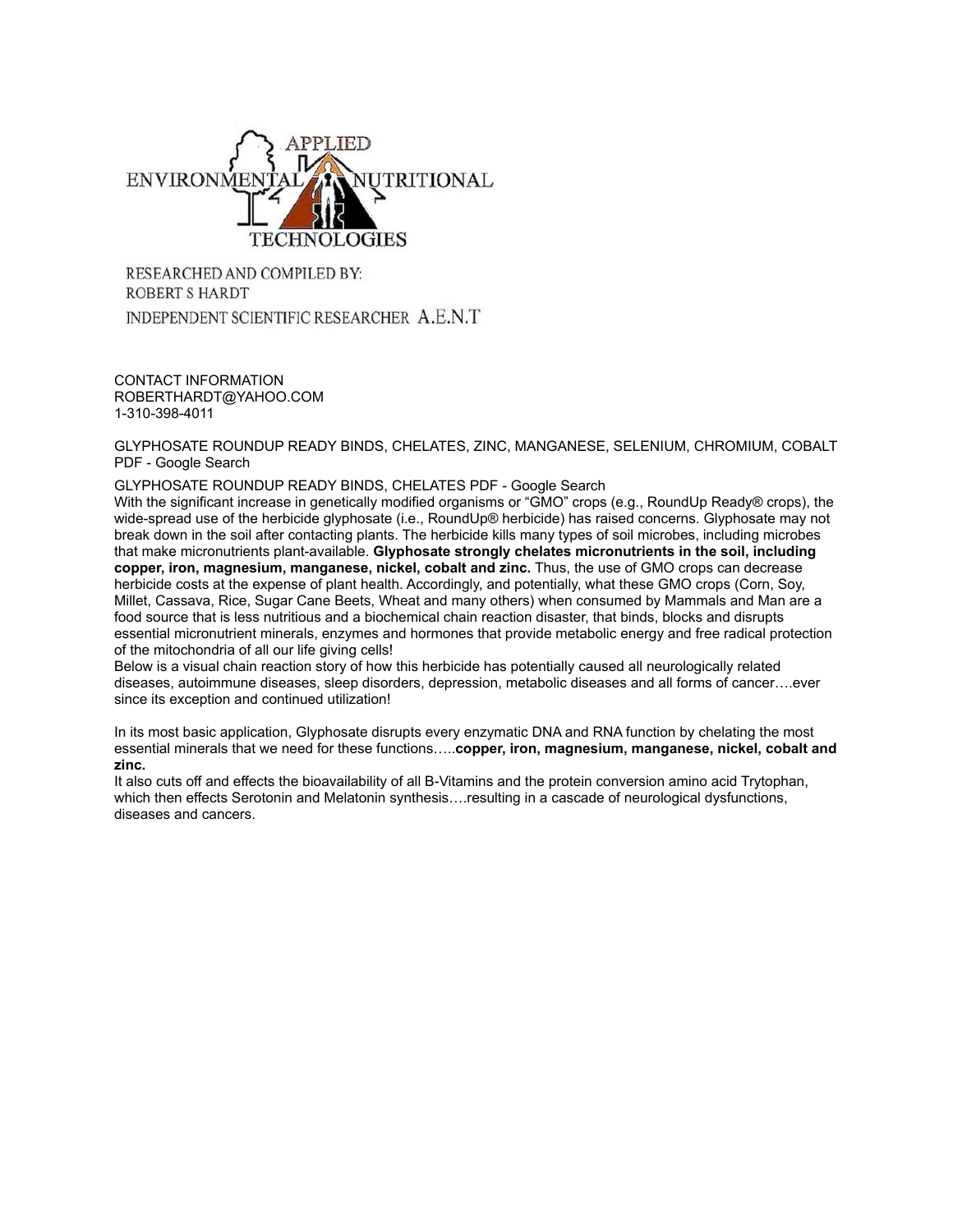APPLIED ENVIRONMENTAL NUTRITIONAL TECHNOLOGIES

RESEARCHED AND COMPILED BY:
ROBERT S HARDT
INDEPENDENT SCIENTIFIC RESEARCHER A.E.N.T

CONTACT INFORMATION
ROBERTHARDT@YAHOO.COM
1-310-398-4011

GLYPHOSATE ROUNDUP READY BINDS, CHELATES, ZINC, MANGANESE, SELENIUM, CHROMIUM, COBALT PDF - Google Search

GLYPHOSATE ROUNDUP READY BINDS, CHELATES PDF - Google Search
With the significant increase in genetically modified organisms or "GMO" crops (e.g., RoundUp Ready® crops), the wide-spread use of the herbicide glyphosate (i.e., RoundUp® herbicide) has raised concerns. Glyphosate may not break down in the soil after contacting plants. The herbicide kills many types of soil microbes, including microbes that make micronutrients plant-available. **Glyphosate strongly chelates micronutrients in the soil, including copper, iron, magnesium, manganese, nickel, cobalt and zinc.** Thus, the use of GMO crops can decrease herbicide costs at the expense of plant health. Accordingly, and potentially, what these GMO crops (Corn, Soy, Millet, Cassava, Rice, Sugar Cane Beets, Wheat and many others) when consumed by Mammals and Man are a food source that is less nutritious and a biochemical chain reaction disaster, that binds, blocks and disrupts essential micronutrient minerals, enzymes and hormones that provide metabolic energy and free radical protection of the mitochondria of all our life giving cells!
Below is a visual chain reaction story of how this herbicide has potentially caused all neurologically related diseases, autoimmune diseases, sleep disorders, depression, metabolic diseases and all forms of cancer….ever since its exception and continued utilization!

In its most basic application, Glyphosate disrupts every enzymatic DNA and RNA function by chelating the most essential minerals that we need for these functions…..**copper, iron, magnesium, manganese, nickel, cobalt and zinc.**
It also cuts off and effects the bioavailability of all B-Vitamins and the protein conversion amino acid Trytophan, which then effects Serotonin and Melatonin synthesis….resulting in a cascade of neurological dysfunctions, diseases and cancers.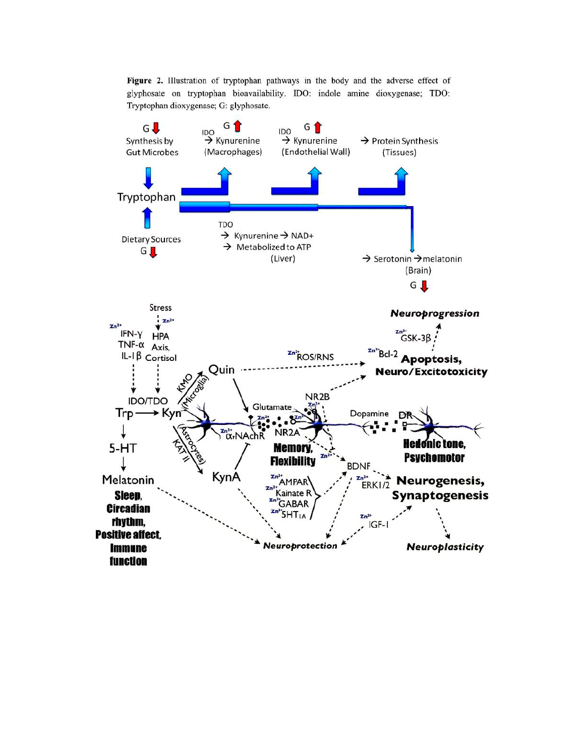**Figure 2.** Illustration of tryptophan pathways in the body and the adverse effect of glyphosate on tryptophan bioavailability. IDO: indole amine dioxygenase; TDO: Tryptophan dioxygenase; G: glyphosate.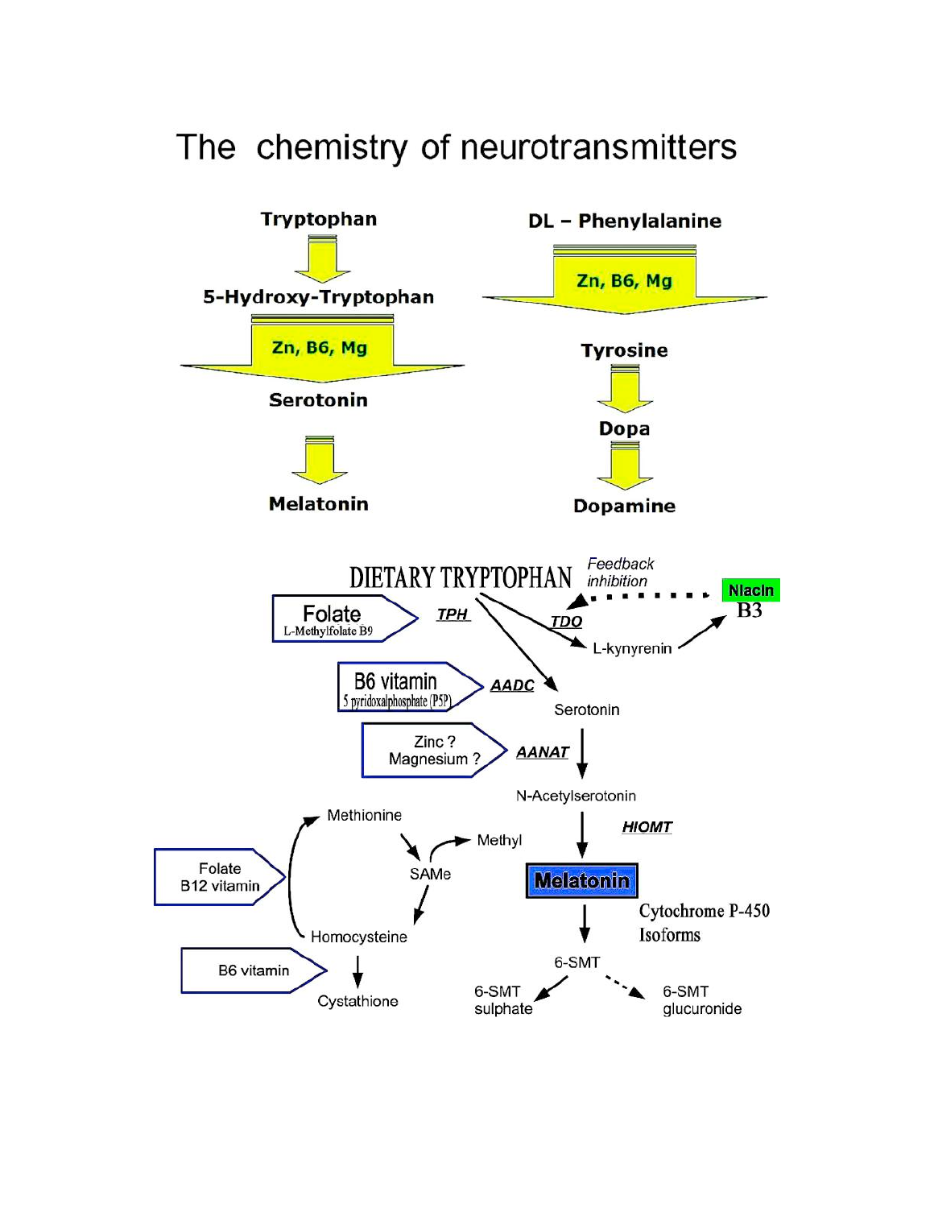# The chemistry of neurotransmitters

Tryptophan → 5-Hydroxy-Tryptophan → (Zn, B6, Mg) → Serotonin → Melatonin

DL – Phenylalanine → (Zn, B6, Mg) → Tyrosine → Dopa → Dopamine

DIETARY TRYPTOPHAN

Feedback inhibition

Niacin B3

Folate L-Methylfolate B9

TPH

TDO

L-kynyrenin

B6 vitamin 5 pyridoxalphosphate (P5P)

AADC

Serotonin

Zinc ? Magnesium ?

AANAT

N-Acetylserotonin

Methionine

Methyl

SAMe

HIOMT

Folate B12 vitamin

Melatonin

Cytochrome P-450 Isoforms

Homocysteine

B6 vitamin

Cystathione

6-SMT

6-SMT sulphate

6-SMT glucuronide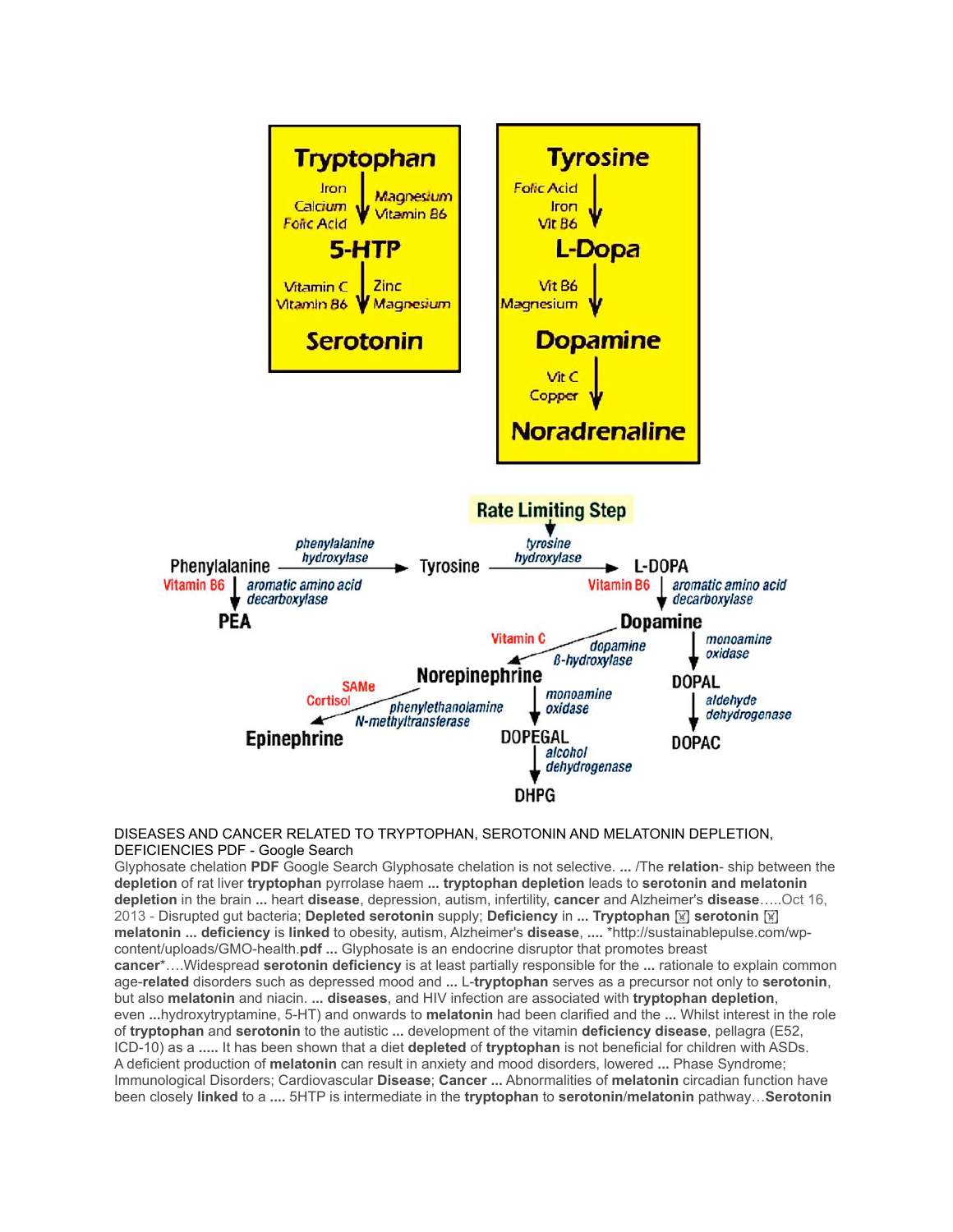Tryptophan

Iron, Calcium, Folic Acid | Magnesium, Vitamin B6

5-HTP

Vitamin C, Vitamin B6 | Zinc, Magnesium

Serotonin

Tyrosine

Folic Acid, Iron, Vit B6

L-Dopa

Vit B6, Magnesium

Dopamine

Vit C, Copper

Noradrenaline

Rate Limiting Step

Phenylalanine → (phenylalanine hydroxylase) → Tyrosine → (tyrosine hydroxylase) → L-DOPA

Phenylalanine → (Vitamin B6, aromatic amino acid decarboxylase) → PEA

L-DOPA → (Vitamin B6, aromatic amino acid decarboxylase) → Dopamine

Dopamine → (Vitamin C, dopamine β-hydroxylase) → Norepinephrine

Dopamine → (monoamine oxidase) → DOPAL → (aldehyde dehydrogenase) → DOPAC

Norepinephrine → (SAMe, Cortisol, phenylethanolamine N-methyltransferase) → Epinephrine

Norepinephrine → (monoamine oxidase) → DOPEGAL → (alcohol dehydrogenase) → DHPG

DISEASES AND CANCER RELATED TO TRYPTOPHAN, SEROTONIN AND MELATONIN DEPLETION, DEFICIENCIES PDF - Google Search

Glyphosate chelation **PDF** Google Search Glyphosate chelation is not selective. **...** /The **relation**- ship between the **depletion** of rat liver **tryptophan** pyrrolase haem **... tryptophan depletion** leads to **serotonin and melatonin depletion** in the brain **...** heart **disease**, depression, autism, infertility, **cancer** and Alzheimer's **disease**.....Oct 16, 2013 - Disrupted gut bacteria; **Depleted serotonin** supply; **Deficiency** in **... Tryptophan** ⊠ **serotonin** ⊠ **melatonin ... deficiency** is **linked** to obesity, autism, Alzheimer's **disease**, **....** *http://sustainablepulse.com/wp-content/uploads/GMO-health.**pdf ...** Glyphosate is an endocrine disruptor that promotes breast **cancer***....Widespread **serotonin deficiency** is at least partially responsible for the **...** rationale to explain common age-**related** disorders such as depressed mood and **...** L-**tryptophan** serves as a precursor not only to **serotonin**, but also **melatonin** and niacin. **... diseases**, and HIV infection are associated with **tryptophan depletion**, even **...**hydroxytryptamine, 5-HT) and onwards to **melatonin** had been clarified and the **...** Whilst interest in the role of **tryptophan** and **serotonin** to the autistic **...** development of the vitamin **deficiency disease**, pellagra (E52, ICD-10) as a **.....** It has been shown that a diet **depleted** of **tryptophan** is not beneficial for children with ASDs. A deficient production of **melatonin** can result in anxiety and mood disorders, lowered **...** Phase Syndrome; Immunological Disorders; Cardiovascular **Disease**; **Cancer ...** Abnormalities of **melatonin** circadian function have been closely **linked** to a **....** 5HTP is intermediate in the **tryptophan** to **serotonin**/**melatonin** pathway...**Serotonin**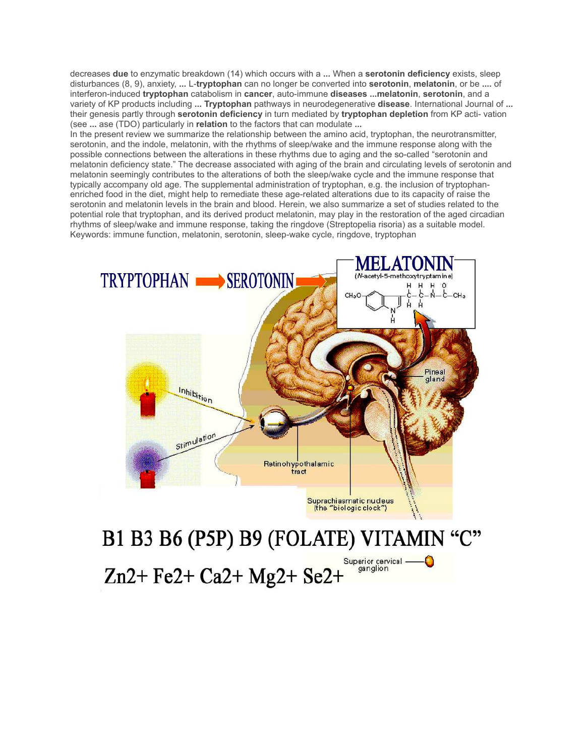decreases **due** to enzymatic breakdown (14) which occurs with a **...** When a **serotonin deficiency** exists, sleep disturbances (8, 9), anxiety, **...** L-**tryptophan** can no longer be converted into **serotonin**, **melatonin**, or be **....** of interferon-induced **tryptophan** catabolism in **cancer**, auto-immune **diseases ...melatonin**, **serotonin**, and a variety of KP products including **... Tryptophan** pathways in neurodegenerative **disease**. International Journal of **...** their genesis partly through **serotonin deficiency** in turn mediated by **tryptophan depletion** from KP acti- vation (see **...** ase (TDO) particularly in **relation** to the factors that can modulate **...**

In the present review we summarize the relationship between the amino acid, tryptophan, the neurotransmitter, serotonin, and the indole, melatonin, with the rhythms of sleep/wake and the immune response along with the possible connections between the alterations in these rhythms due to aging and the so-called "serotonin and melatonin deficiency state." The decrease associated with aging of the brain and circulating levels of serotonin and melatonin seemingly contributes to the alterations of both the sleep/wake cycle and the immune response that typically accompany old age. The supplemental administration of tryptophan, e.g. the inclusion of tryptophan-enriched food in the diet, might help to remediate these age-related alterations due to its capacity of raise the serotonin and melatonin levels in the brain and blood. Herein, we also summarize a set of studies related to the potential role that tryptophan, and its derived product melatonin, may play in the restoration of the aged circadian rhythms of sleep/wake and immune response, taking the ringdove (Streptopelia risoria) as a suitable model.

Keywords: immune function, melatonin, serotonin, sleep-wake cycle, ringdove, tryptophan

TRYPTOPHAN → SEROTONIN → MELATONIN (*N*-acetyl-5-methoxytryptamine)

B1 B3 B6 (P5P) B9 (FOLATE) VITAMIN "C"

$Zn^{2+}$ $Fe^{2+}$ $Ca^{2+}$ $Mg^{2+}$ $Se^{2+}$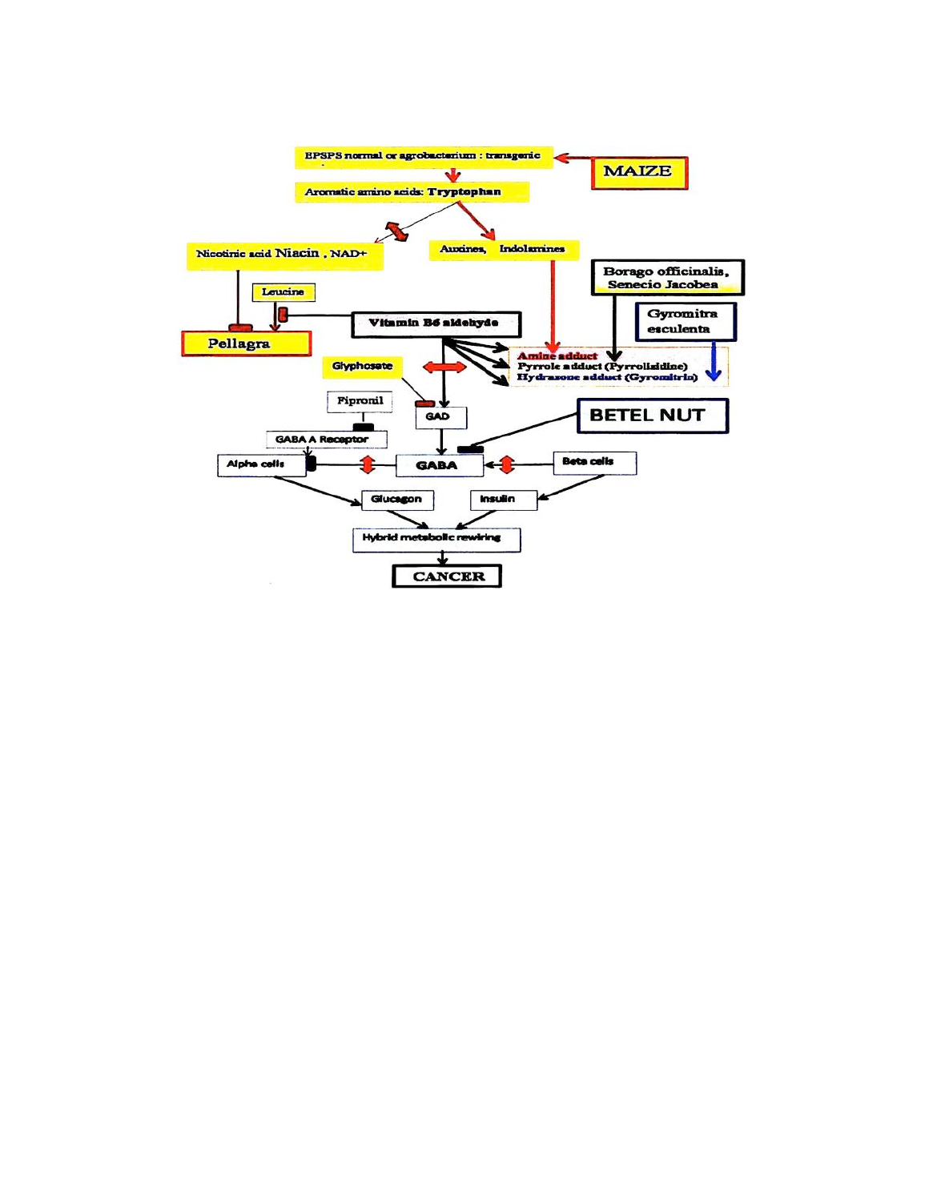EPSPS normal or agrobacterium : transgenic

MAIZE

Aromatic amino acids: Tryptophan

Nicotinic acid Niacin , NAD+

Auxines, Indolamines

Borago officinalis, Senecio Jacobea

Leucine

Vitamin B6 aldehyde

Gyromitra esculenta

Pellagra

Amine adduct

Pyrrole adduct (Pyrrolizidine)

Hydrazone adduct (Gyromitrin)

Glyphosate

Fipronil

GAD

BETEL NUT

GABA A Receptor

Alpha cells

GABA

Beta cells

Glucagon

Insulin

Hybrid metabolic rewiring

CANCER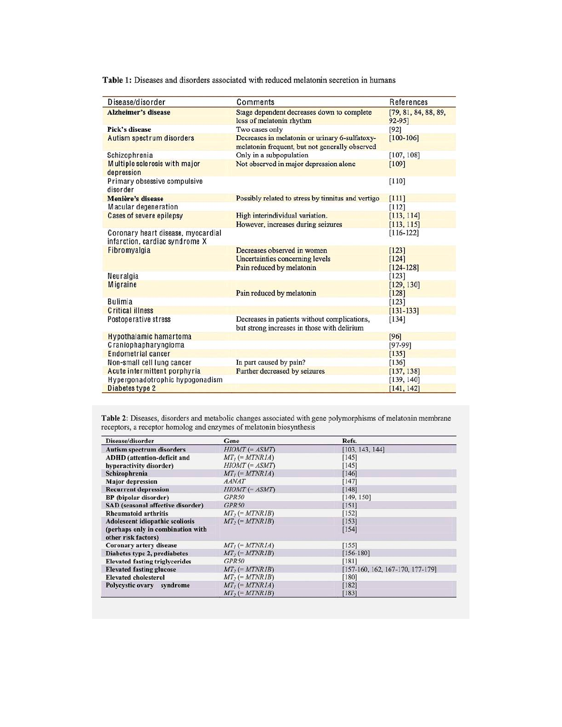**Table 1:** Diseases and disorders associated with reduced melatonin secretion in humans

| Disease/disorder | Comments | References |
|---|---|---|
| **Alzheimer's disease** | Stage dependent decreases down to complete loss of melatonin rhythm | [79, 81, 84, 88, 89, 92-95] |
| **Pick's disease** | Two cases only | [92] |
| Autism spectrum disorders | Decreases in melatonin or urinary 6-sulfatoxy-melatonin frequent, but not generally observed | [100-106] |
| Schizophrenia | Only in a subpopulation | [107, 108] |
| Multiple sclerosis with major depression | Not observed in major depression alone | [109] |
| Primary obsessive compulsive disorder | | [110] |
| **Menière's disease** | Possibly related to stress by tinnitus and vertigo | [111] |
| Macular degeneration | | [112] |
| Cases of severe epilepsy | High interindividual variation. However, increases during seizures | [113, 114] [113, 115] |
| Coronary heart disease, myocardial infarction, cardiac syndrome X | | [116-122] |
| Fibromyalgia | Decreases observed in women<br>Uncertainties concerning levels<br>Pain reduced by melatonin | [123]<br>[124]<br>[124-128] |
| Neuralgia | | [123] |
| Migraine | <br>Pain reduced by melatonin | [129, 130]<br>[128] |
| Bulimia | | [123] |
| Critical illness | | [131-133] |
| Postoperative stress | Decreases in patients without complications, but strong increases in those with delirium | [134] |
| Hypothalamic hamartoma | | [96] |
| Craniophapharyngioma | | [97-99] |
| Endometrial cancer | | [135] |
| Non-small cell lung cancer | In part caused by pain? | [136] |
| Acute intermittent porphyria | Further decreased by seizures | [137, 138] |
| Hypergonadotrophic hypogonadism | | [139, 140] |
| Diabetes type 2 | | [141, 142] |

**Table 2**: Diseases, disorders and metabolic changes associated with gene polymorphisms of melatonin membrane receptors, a receptor homolog and enzymes of melatonin biosynthesis

| Disease/disorder | Gene | Refs. |
|---|---|---|
| **Autism spectrum disorders** | *HIOMT* (= *ASMT*) | [103, 143, 144] |
| **ADHD (attention-deficit and hyperactivity disorder)** | *MT*$_1$ (= *MTNR1A*)<br>*HIOMT* (= *ASMT*) | [145]<br>[145] |
| **Schizophrenia** | *MT*$_1$ (= *MTNR1A*) | [146] |
| **Major depression** | *AANAT* | [147] |
| **Recurrent depression** | *HIOMT* (= *ASMT*) | [148] |
| **BP (bipolar disorder)** | *GPR50* | [149, 150] |
| **SAD (seasonal affective disorder)** | *GPR50* | [151] |
| **Rheumatoid arthritis** | *MT*$_2$ (= *MTNR1B*) | [152] |
| **Adolescent idiopathic scoliosis (perhaps only in combination with other risk factors)** | *MT*$_2$ (= *MTNR1B*) | [153]<br>[154] |
| **Coronary artery disease** | *MT*$_1$ (= *MTNR1A*) | [155] |
| **Diabetes type 2, prediabetes** | *MT*$_2$ (= *MTNR1B*) | [156-180] |
| **Elevated fasting triglycerides** | *GPR50* | [181] |
| **Elevated fasting glucose** | *MT*$_2$ (= *MTNR1B*) | [157-160, 162, 167-170, 177-179] |
| **Elevated cholesterol** | *MT*$_2$ (= *MTNR1B*) | [180] |
| **Polycystic ovary syndrome** | *MT*$_1$ (= *MTNR1A*)<br>*MT*$_2$ (= *MTNR1B*) | [182]<br>[183] |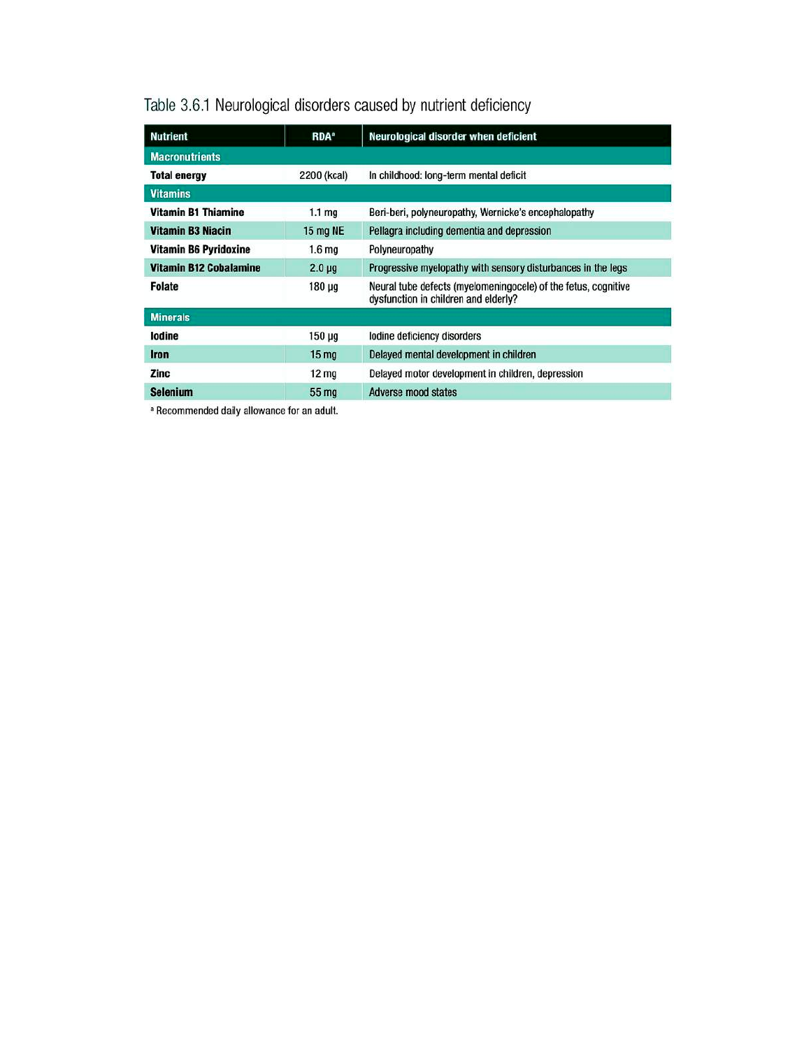Table 3.6.1 Neurological disorders caused by nutrient deficiency

| Nutrient | RDA[a] | Neurological disorder when deficient |
|---|---|---|
| **Macronutrients** | | |
| **Total energy** | 2200 (kcal) | In childhood: long-term mental deficit |
| **Vitamins** | | |
| **Vitamin B1 Thiamine** | 1.1 mg | Beri-beri, polyneuropathy, Wernicke's encephalopathy |
| **Vitamin B3 Niacin** | 15 mg NE | Pellagra including dementia and depression |
| **Vitamin B6 Pyridoxine** | 1.6 mg | Polyneuropathy |
| **Vitamin B12 Cobalamine** | 2.0 µg | Progressive myelopathy with sensory disturbances in the legs |
| **Folate** | 180 µg | Neural tube defects (myelomeningocele) of the fetus, cognitive dysfunction in children and elderly? |
| **Minerals** | | |
| **Iodine** | 150 µg | Iodine deficiency disorders |
| **Iron** | 15 mg | Delayed mental development in children |
| **Zinc** | 12 mg | Delayed motor development in children, depression |
| **Selenium** | 55 mg | Adverse mood states |

[a] Recommended daily allowance for an adult.